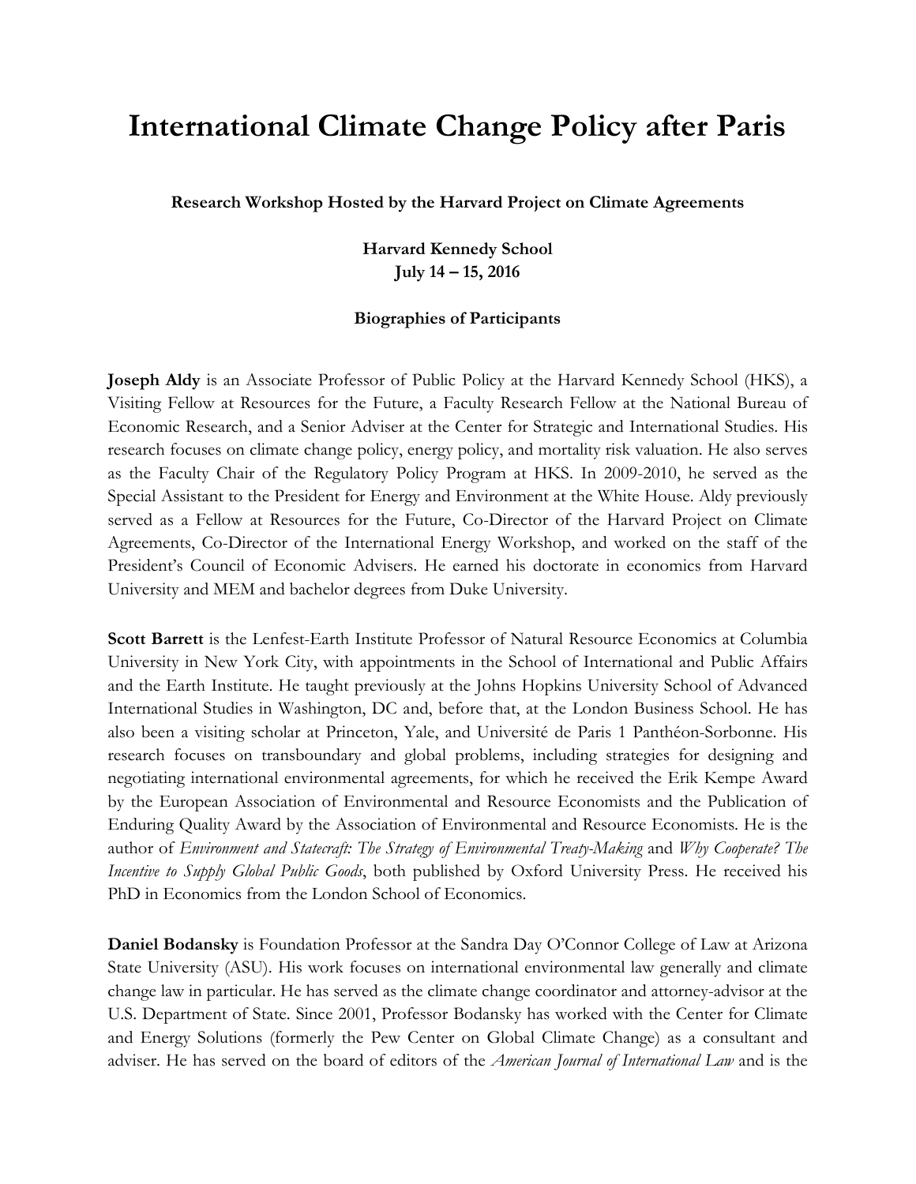# International Climate Change Policy after Paris

**Research Workshop Hosted by the Harvard Project on Climate Agreements**

**Harvard Kennedy School**
**July 14 – 15, 2016**

**Biographies of Participants**

**Joseph Aldy** is an Associate Professor of Public Policy at the Harvard Kennedy School (HKS), a Visiting Fellow at Resources for the Future, a Faculty Research Fellow at the National Bureau of Economic Research, and a Senior Adviser at the Center for Strategic and International Studies. His research focuses on climate change policy, energy policy, and mortality risk valuation. He also serves as the Faculty Chair of the Regulatory Policy Program at HKS. In 2009-2010, he served as the Special Assistant to the President for Energy and Environment at the White House. Aldy previously served as a Fellow at Resources for the Future, Co-Director of the Harvard Project on Climate Agreements, Co-Director of the International Energy Workshop, and worked on the staff of the President's Council of Economic Advisers. He earned his doctorate in economics from Harvard University and MEM and bachelor degrees from Duke University.

**Scott Barrett** is the Lenfest-Earth Institute Professor of Natural Resource Economics at Columbia University in New York City, with appointments in the School of International and Public Affairs and the Earth Institute. He taught previously at the Johns Hopkins University School of Advanced International Studies in Washington, DC and, before that, at the London Business School. He has also been a visiting scholar at Princeton, Yale, and Université de Paris 1 Panthéon-Sorbonne. His research focuses on transboundary and global problems, including strategies for designing and negotiating international environmental agreements, for which he received the Erik Kempe Award by the European Association of Environmental and Resource Economists and the Publication of Enduring Quality Award by the Association of Environmental and Resource Economists. He is the author of *Environment and Statecraft: The Strategy of Environmental Treaty-Making* and *Why Cooperate? The Incentive to Supply Global Public Goods*, both published by Oxford University Press. He received his PhD in Economics from the London School of Economics.

**Daniel Bodansky** is Foundation Professor at the Sandra Day O'Connor College of Law at Arizona State University (ASU). His work focuses on international environmental law generally and climate change law in particular. He has served as the climate change coordinator and attorney-advisor at the U.S. Department of State. Since 2001, Professor Bodansky has worked with the Center for Climate and Energy Solutions (formerly the Pew Center on Global Climate Change) as a consultant and adviser. He has served on the board of editors of the *American Journal of International Law* and is the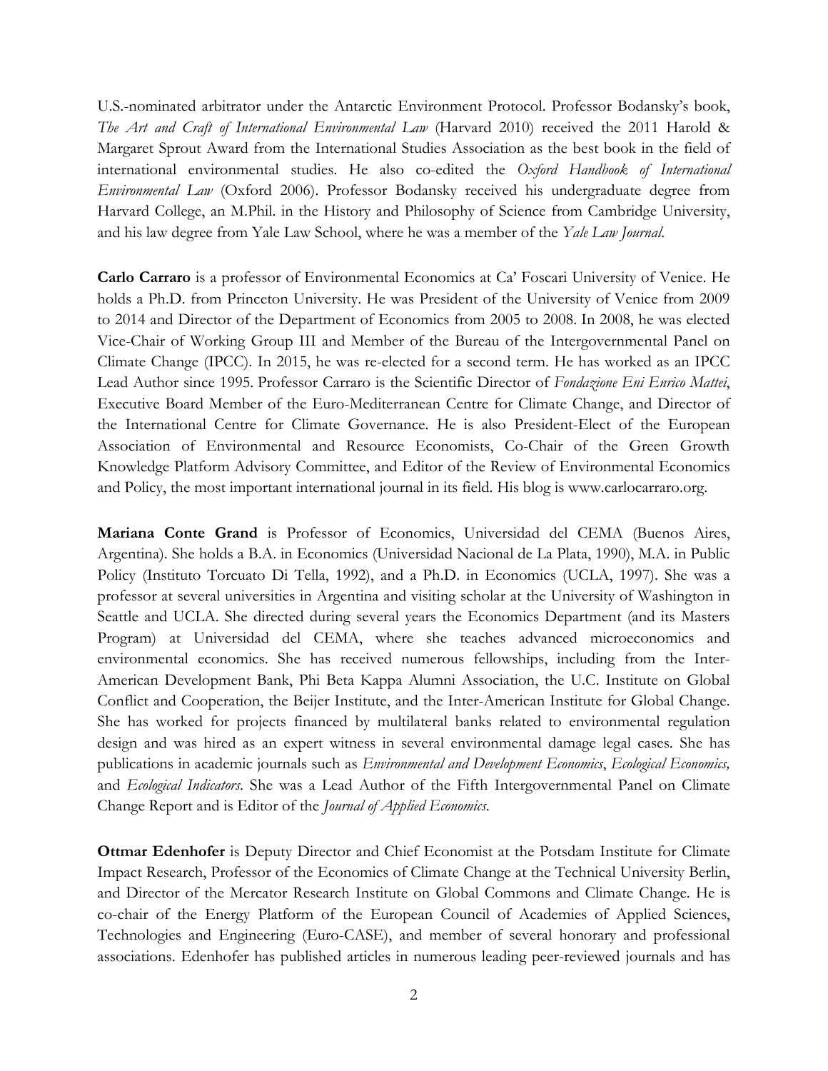U.S.-nominated arbitrator under the Antarctic Environment Protocol. Professor Bodansky's book, *The Art and Craft of International Environmental Law* (Harvard 2010) received the 2011 Harold & Margaret Sprout Award from the International Studies Association as the best book in the field of international environmental studies. He also co-edited the *Oxford Handbook of International Environmental Law* (Oxford 2006). Professor Bodansky received his undergraduate degree from Harvard College, an M.Phil. in the History and Philosophy of Science from Cambridge University, and his law degree from Yale Law School, where he was a member of the *Yale Law Journal*.

**Carlo Carraro** is a professor of Environmental Economics at Ca' Foscari University of Venice. He holds a Ph.D. from Princeton University. He was President of the University of Venice from 2009 to 2014 and Director of the Department of Economics from 2005 to 2008. In 2008, he was elected Vice-Chair of Working Group III and Member of the Bureau of the Intergovernmental Panel on Climate Change (IPCC). In 2015, he was re-elected for a second term. He has worked as an IPCC Lead Author since 1995. Professor Carraro is the Scientific Director of *Fondazione Eni Enrico Mattei*, Executive Board Member of the Euro-Mediterranean Centre for Climate Change, and Director of the International Centre for Climate Governance. He is also President-Elect of the European Association of Environmental and Resource Economists, Co-Chair of the Green Growth Knowledge Platform Advisory Committee, and Editor of the Review of Environmental Economics and Policy, the most important international journal in its field. His blog is www.carlocarraro.org.

**Mariana Conte Grand** is Professor of Economics, Universidad del CEMA (Buenos Aires, Argentina). She holds a B.A. in Economics (Universidad Nacional de La Plata, 1990), M.A. in Public Policy (Instituto Torcuato Di Tella, 1992), and a Ph.D. in Economics (UCLA, 1997). She was a professor at several universities in Argentina and visiting scholar at the University of Washington in Seattle and UCLA. She directed during several years the Economics Department (and its Masters Program) at Universidad del CEMA, where she teaches advanced microeconomics and environmental economics. She has received numerous fellowships, including from the Inter-American Development Bank, Phi Beta Kappa Alumni Association, the U.C. Institute on Global Conflict and Cooperation, the Beijer Institute, and the Inter-American Institute for Global Change. She has worked for projects financed by multilateral banks related to environmental regulation design and was hired as an expert witness in several environmental damage legal cases. She has publications in academic journals such as *Environmental and Development Economics*, *Ecological Economics,* and *Ecological Indicators*. She was a Lead Author of the Fifth Intergovernmental Panel on Climate Change Report and is Editor of the *Journal of Applied Economics*.

**Ottmar Edenhofer** is Deputy Director and Chief Economist at the Potsdam Institute for Climate Impact Research, Professor of the Economics of Climate Change at the Technical University Berlin, and Director of the Mercator Research Institute on Global Commons and Climate Change. He is co-chair of the Energy Platform of the European Council of Academies of Applied Sciences, Technologies and Engineering (Euro-CASE), and member of several honorary and professional associations. Edenhofer has published articles in numerous leading peer-reviewed journals and has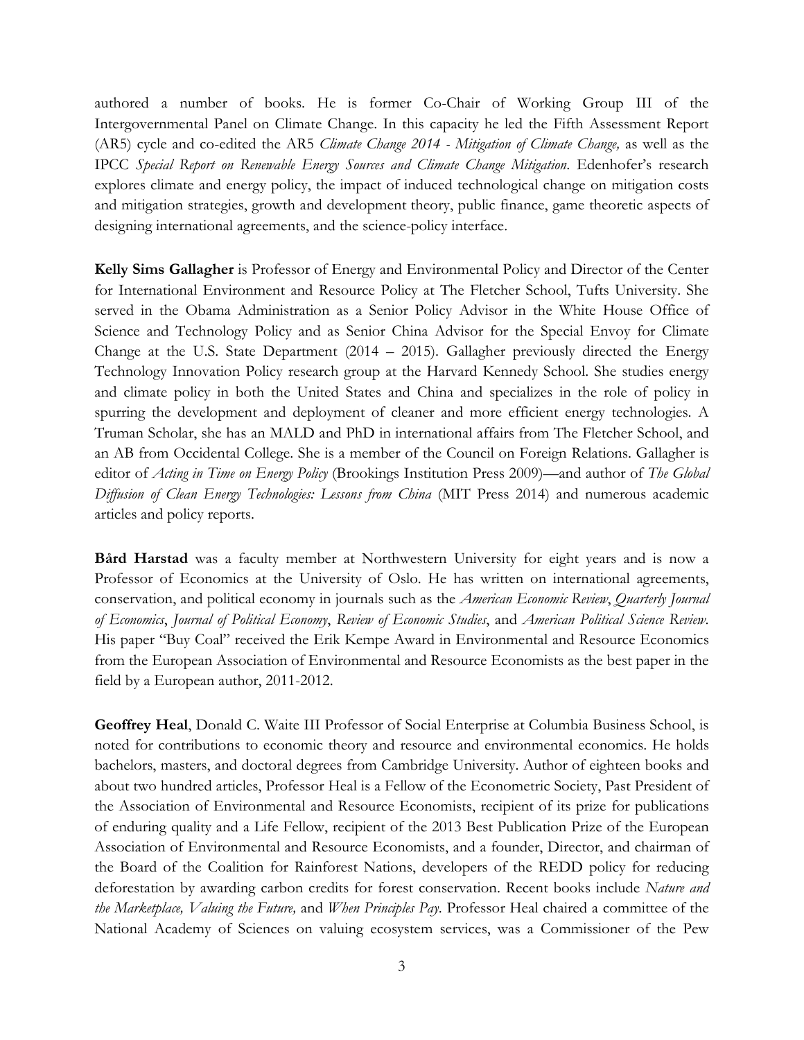authored a number of books. He is former Co-Chair of Working Group III of the Intergovernmental Panel on Climate Change. In this capacity he led the Fifth Assessment Report (AR5) cycle and co-edited the AR5 *Climate Change 2014 - Mitigation of Climate Change,* as well as the IPCC *Special Report on Renewable Energy Sources and Climate Change Mitigation*. Edenhofer's research explores climate and energy policy, the impact of induced technological change on mitigation costs and mitigation strategies, growth and development theory, public finance, game theoretic aspects of designing international agreements, and the science-policy interface.

**Kelly Sims Gallagher** is Professor of Energy and Environmental Policy and Director of the Center for International Environment and Resource Policy at The Fletcher School, Tufts University. She served in the Obama Administration as a Senior Policy Advisor in the White House Office of Science and Technology Policy and as Senior China Advisor for the Special Envoy for Climate Change at the U.S. State Department (2014 – 2015). Gallagher previously directed the Energy Technology Innovation Policy research group at the Harvard Kennedy School. She studies energy and climate policy in both the United States and China and specializes in the role of policy in spurring the development and deployment of cleaner and more efficient energy technologies. A Truman Scholar, she has an MALD and PhD in international affairs from The Fletcher School, and an AB from Occidental College. She is a member of the Council on Foreign Relations. Gallagher is editor of *Acting in Time on Energy Policy* (Brookings Institution Press 2009)—and author of *The Global Diffusion of Clean Energy Technologies: Lessons from China* (MIT Press 2014) and numerous academic articles and policy reports.

**Bård Harstad** was a faculty member at Northwestern University for eight years and is now a Professor of Economics at the University of Oslo. He has written on international agreements, conservation, and political economy in journals such as the *American Economic Review*, *Quarterly Journal of Economics*, *Journal of Political Economy*, *Review of Economic Studies*, and *American Political Science Review.* His paper "Buy Coal" received the Erik Kempe Award in Environmental and Resource Economics from the European Association of Environmental and Resource Economists as the best paper in the field by a European author, 2011-2012.

**Geoffrey Heal**, Donald C. Waite III Professor of Social Enterprise at Columbia Business School, is noted for contributions to economic theory and resource and environmental economics. He holds bachelors, masters, and doctoral degrees from Cambridge University. Author of eighteen books and about two hundred articles, Professor Heal is a Fellow of the Econometric Society, Past President of the Association of Environmental and Resource Economists, recipient of its prize for publications of enduring quality and a Life Fellow, recipient of the 2013 Best Publication Prize of the European Association of Environmental and Resource Economists, and a founder, Director, and chairman of the Board of the Coalition for Rainforest Nations, developers of the REDD policy for reducing deforestation by awarding carbon credits for forest conservation. Recent books include *Nature and the Marketplace, Valuing the Future,* and *When Principles Pay.* Professor Heal chaired a committee of the National Academy of Sciences on valuing ecosystem services, was a Commissioner of the Pew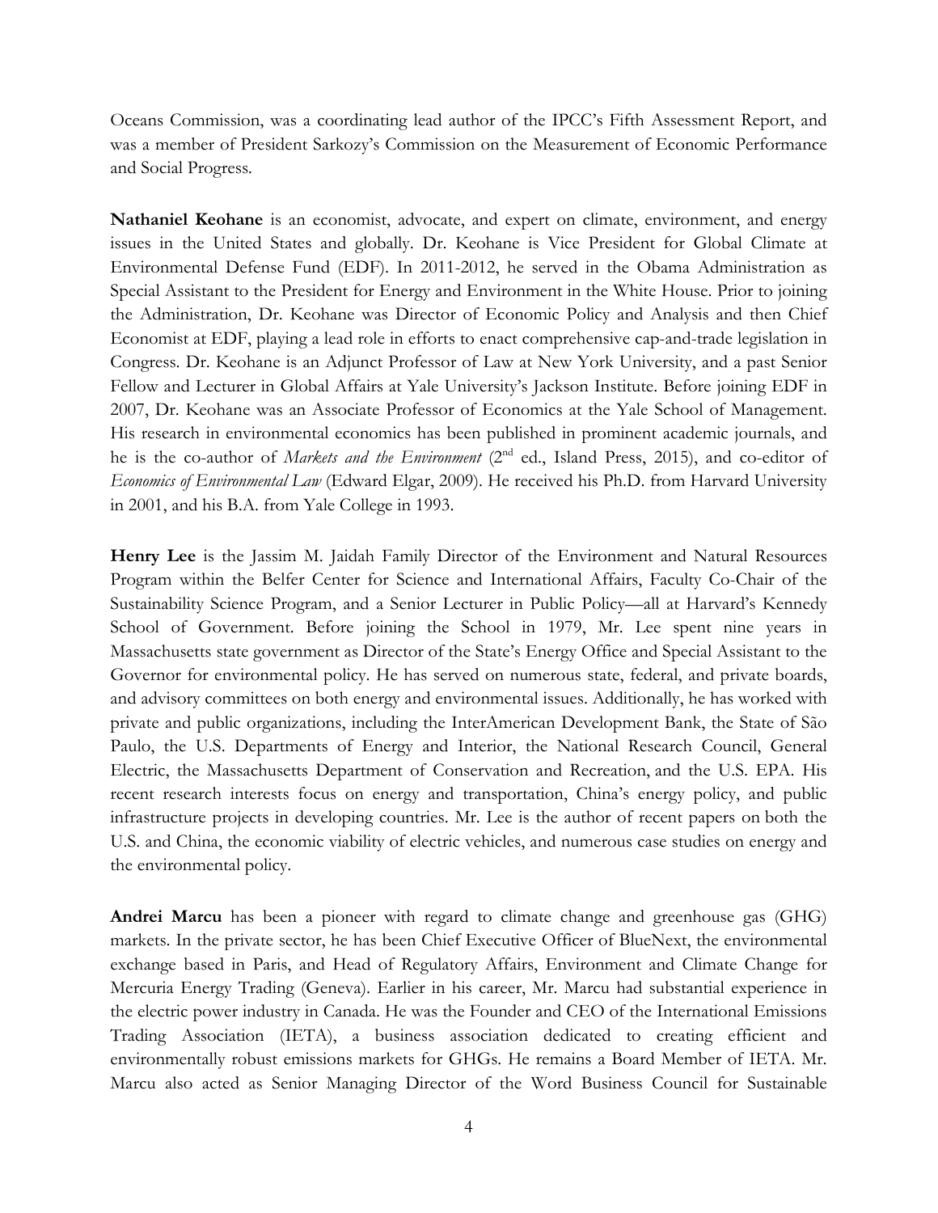Oceans Commission, was a coordinating lead author of the IPCC's Fifth Assessment Report, and was a member of President Sarkozy's Commission on the Measurement of Economic Performance and Social Progress.

**Nathaniel Keohane** is an economist, advocate, and expert on climate, environment, and energy issues in the United States and globally. Dr. Keohane is Vice President for Global Climate at Environmental Defense Fund (EDF). In 2011-2012, he served in the Obama Administration as Special Assistant to the President for Energy and Environment in the White House. Prior to joining the Administration, Dr. Keohane was Director of Economic Policy and Analysis and then Chief Economist at EDF, playing a lead role in efforts to enact comprehensive cap-and-trade legislation in Congress. Dr. Keohane is an Adjunct Professor of Law at New York University, and a past Senior Fellow and Lecturer in Global Affairs at Yale University's Jackson Institute. Before joining EDF in 2007, Dr. Keohane was an Associate Professor of Economics at the Yale School of Management. His research in environmental economics has been published in prominent academic journals, and he is the co-author of *Markets and the Environment* (2nd ed., Island Press, 2015), and co-editor of *Economics of Environmental Law* (Edward Elgar, 2009). He received his Ph.D. from Harvard University in 2001, and his B.A. from Yale College in 1993.

**Henry Lee** is the Jassim M. Jaidah Family Director of the Environment and Natural Resources Program within the Belfer Center for Science and International Affairs, Faculty Co-Chair of the Sustainability Science Program, and a Senior Lecturer in Public Policy—all at Harvard's Kennedy School of Government. Before joining the School in 1979, Mr. Lee spent nine years in Massachusetts state government as Director of the State's Energy Office and Special Assistant to the Governor for environmental policy. He has served on numerous state, federal, and private boards, and advisory committees on both energy and environmental issues. Additionally, he has worked with private and public organizations, including the InterAmerican Development Bank, the State of São Paulo, the U.S. Departments of Energy and Interior, the National Research Council, General Electric, the Massachusetts Department of Conservation and Recreation, and the U.S. EPA. His recent research interests focus on energy and transportation, China's energy policy, and public infrastructure projects in developing countries. Mr. Lee is the author of recent papers on both the U.S. and China, the economic viability of electric vehicles, and numerous case studies on energy and the environmental policy.

**Andrei Marcu** has been a pioneer with regard to climate change and greenhouse gas (GHG) markets. In the private sector, he has been Chief Executive Officer of BlueNext, the environmental exchange based in Paris, and Head of Regulatory Affairs, Environment and Climate Change for Mercuria Energy Trading (Geneva). Earlier in his career, Mr. Marcu had substantial experience in the electric power industry in Canada. He was the Founder and CEO of the International Emissions Trading Association (IETA), a business association dedicated to creating efficient and environmentally robust emissions markets for GHGs. He remains a Board Member of IETA. Mr. Marcu also acted as Senior Managing Director of the Word Business Council for Sustainable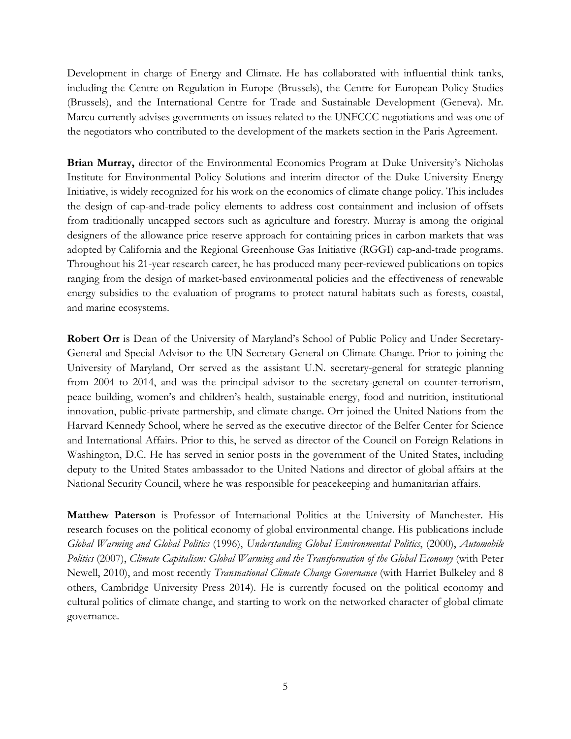Development in charge of Energy and Climate. He has collaborated with influential think tanks, including the Centre on Regulation in Europe (Brussels), the Centre for European Policy Studies (Brussels), and the International Centre for Trade and Sustainable Development (Geneva). Mr. Marcu currently advises governments on issues related to the UNFCCC negotiations and was one of the negotiators who contributed to the development of the markets section in the Paris Agreement.

**Brian Murray,** director of the Environmental Economics Program at Duke University's Nicholas Institute for Environmental Policy Solutions and interim director of the Duke University Energy Initiative, is widely recognized for his work on the economics of climate change policy. This includes the design of cap-and-trade policy elements to address cost containment and inclusion of offsets from traditionally uncapped sectors such as agriculture and forestry. Murray is among the original designers of the allowance price reserve approach for containing prices in carbon markets that was adopted by California and the Regional Greenhouse Gas Initiative (RGGI) cap-and-trade programs. Throughout his 21-year research career, he has produced many peer-reviewed publications on topics ranging from the design of market-based environmental policies and the effectiveness of renewable energy subsidies to the evaluation of programs to protect natural habitats such as forests, coastal, and marine ecosystems.

**Robert Orr** is Dean of the University of Maryland's School of Public Policy and Under Secretary-General and Special Advisor to the UN Secretary-General on Climate Change. Prior to joining the University of Maryland, Orr served as the assistant U.N. secretary-general for strategic planning from 2004 to 2014, and was the principal advisor to the secretary-general on counter-terrorism, peace building, women's and children's health, sustainable energy, food and nutrition, institutional innovation, public-private partnership, and climate change. Orr joined the United Nations from the Harvard Kennedy School, where he served as the executive director of the Belfer Center for Science and International Affairs. Prior to this, he served as director of the Council on Foreign Relations in Washington, D.C. He has served in senior posts in the government of the United States, including deputy to the United States ambassador to the United Nations and director of global affairs at the National Security Council, where he was responsible for peacekeeping and humanitarian affairs.

**Matthew Paterson** is Professor of International Politics at the University of Manchester. His research focuses on the political economy of global environmental change. His publications include *Global Warming and Global Politics* (1996), *Understanding Global Environmental Politics*, (2000), *Automobile Politics* (2007), *Climate Capitalism: Global Warming and the Transformation of the Global Economy* (with Peter Newell, 2010), and most recently *Transnational Climate Change Governance* (with Harriet Bulkeley and 8 others, Cambridge University Press 2014). He is currently focused on the political economy and cultural politics of climate change, and starting to work on the networked character of global climate governance.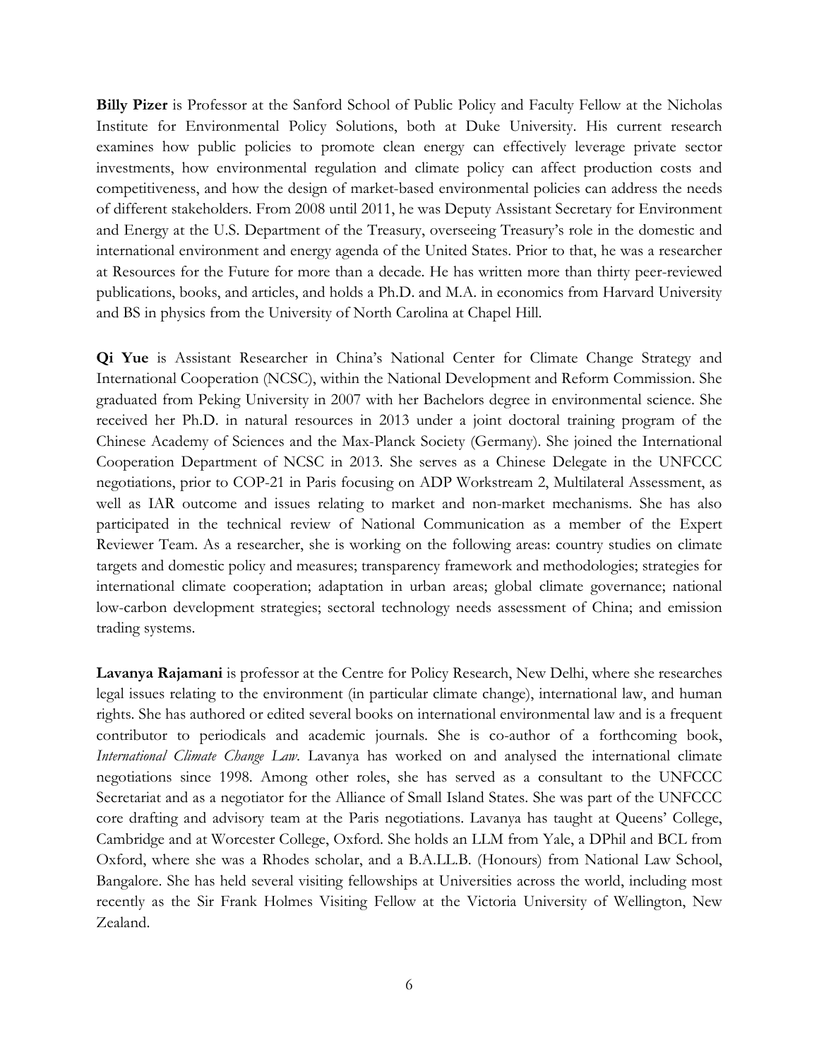**Billy Pizer** is Professor at the Sanford School of Public Policy and Faculty Fellow at the Nicholas Institute for Environmental Policy Solutions, both at Duke University. His current research examines how public policies to promote clean energy can effectively leverage private sector investments, how environmental regulation and climate policy can affect production costs and competitiveness, and how the design of market-based environmental policies can address the needs of different stakeholders. From 2008 until 2011, he was Deputy Assistant Secretary for Environment and Energy at the U.S. Department of the Treasury, overseeing Treasury's role in the domestic and international environment and energy agenda of the United States. Prior to that, he was a researcher at Resources for the Future for more than a decade. He has written more than thirty peer-reviewed publications, books, and articles, and holds a Ph.D. and M.A. in economics from Harvard University and BS in physics from the University of North Carolina at Chapel Hill.

**Qi Yue** is Assistant Researcher in China's National Center for Climate Change Strategy and International Cooperation (NCSC), within the National Development and Reform Commission. She graduated from Peking University in 2007 with her Bachelors degree in environmental science. She received her Ph.D. in natural resources in 2013 under a joint doctoral training program of the Chinese Academy of Sciences and the Max-Planck Society (Germany). She joined the International Cooperation Department of NCSC in 2013. She serves as a Chinese Delegate in the UNFCCC negotiations, prior to COP-21 in Paris focusing on ADP Workstream 2, Multilateral Assessment, as well as IAR outcome and issues relating to market and non-market mechanisms. She has also participated in the technical review of National Communication as a member of the Expert Reviewer Team. As a researcher, she is working on the following areas: country studies on climate targets and domestic policy and measures; transparency framework and methodologies; strategies for international climate cooperation; adaptation in urban areas; global climate governance; national low-carbon development strategies; sectoral technology needs assessment of China; and emission trading systems.

**Lavanya Rajamani** is professor at the Centre for Policy Research, New Delhi, where she researches legal issues relating to the environment (in particular climate change), international law, and human rights. She has authored or edited several books on international environmental law and is a frequent contributor to periodicals and academic journals. She is co-author of a forthcoming book, *International Climate Change Law*. Lavanya has worked on and analysed the international climate negotiations since 1998. Among other roles, she has served as a consultant to the UNFCCC Secretariat and as a negotiator for the Alliance of Small Island States. She was part of the UNFCCC core drafting and advisory team at the Paris negotiations. Lavanya has taught at Queens' College, Cambridge and at Worcester College, Oxford. She holds an LLM from Yale, a DPhil and BCL from Oxford, where she was a Rhodes scholar, and a B.A.LL.B. (Honours) from National Law School, Bangalore. She has held several visiting fellowships at Universities across the world, including most recently as the Sir Frank Holmes Visiting Fellow at the Victoria University of Wellington, New Zealand.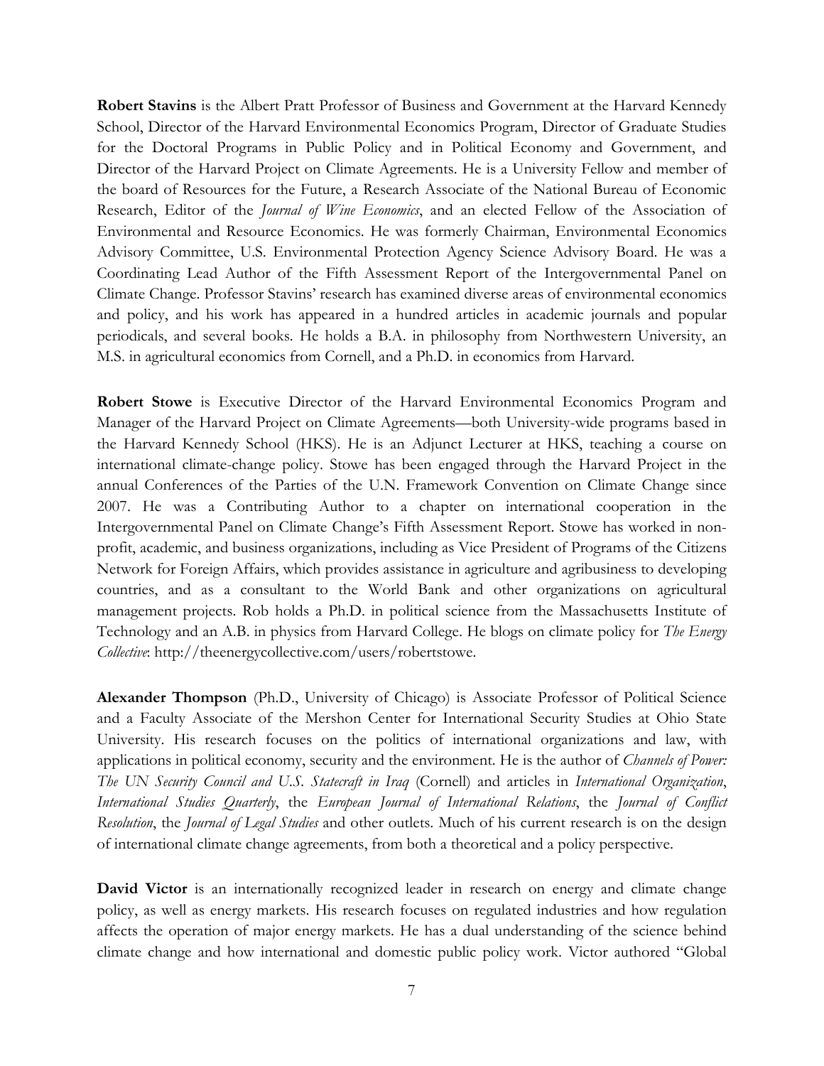**Robert Stavins** is the Albert Pratt Professor of Business and Government at the Harvard Kennedy School, Director of the Harvard Environmental Economics Program, Director of Graduate Studies for the Doctoral Programs in Public Policy and in Political Economy and Government, and Director of the Harvard Project on Climate Agreements. He is a University Fellow and member of the board of Resources for the Future, a Research Associate of the National Bureau of Economic Research, Editor of the *Journal of Wine Economics*, and an elected Fellow of the Association of Environmental and Resource Economics. He was formerly Chairman, Environmental Economics Advisory Committee, U.S. Environmental Protection Agency Science Advisory Board. He was a Coordinating Lead Author of the Fifth Assessment Report of the Intergovernmental Panel on Climate Change. Professor Stavins' research has examined diverse areas of environmental economics and policy, and his work has appeared in a hundred articles in academic journals and popular periodicals, and several books. He holds a B.A. in philosophy from Northwestern University, an M.S. in agricultural economics from Cornell, and a Ph.D. in economics from Harvard.

**Robert Stowe** is Executive Director of the Harvard Environmental Economics Program and Manager of the Harvard Project on Climate Agreements—both University-wide programs based in the Harvard Kennedy School (HKS). He is an Adjunct Lecturer at HKS, teaching a course on international climate-change policy. Stowe has been engaged through the Harvard Project in the annual Conferences of the Parties of the U.N. Framework Convention on Climate Change since 2007. He was a Contributing Author to a chapter on international cooperation in the Intergovernmental Panel on Climate Change's Fifth Assessment Report. Stowe has worked in non-profit, academic, and business organizations, including as Vice President of Programs of the Citizens Network for Foreign Affairs, which provides assistance in agriculture and agribusiness to developing countries, and as a consultant to the World Bank and other organizations on agricultural management projects. Rob holds a Ph.D. in political science from the Massachusetts Institute of Technology and an A.B. in physics from Harvard College. He blogs on climate policy for *The Energy Collective*: http://theenergycollective.com/users/robertstowe.

**Alexander Thompson** (Ph.D., University of Chicago) is Associate Professor of Political Science and a Faculty Associate of the Mershon Center for International Security Studies at Ohio State University. His research focuses on the politics of international organizations and law, with applications in political economy, security and the environment. He is the author of *Channels of Power: The UN Security Council and U.S. Statecraft in Iraq* (Cornell) and articles in *International Organization*, *International Studies Quarterly*, the *European Journal of International Relations*, the *Journal of Conflict Resolution*, the *Journal of Legal Studies* and other outlets. Much of his current research is on the design of international climate change agreements, from both a theoretical and a policy perspective.

**David Victor** is an internationally recognized leader in research on energy and climate change policy, as well as energy markets. His research focuses on regulated industries and how regulation affects the operation of major energy markets. He has a dual understanding of the science behind climate change and how international and domestic public policy work. Victor authored "Global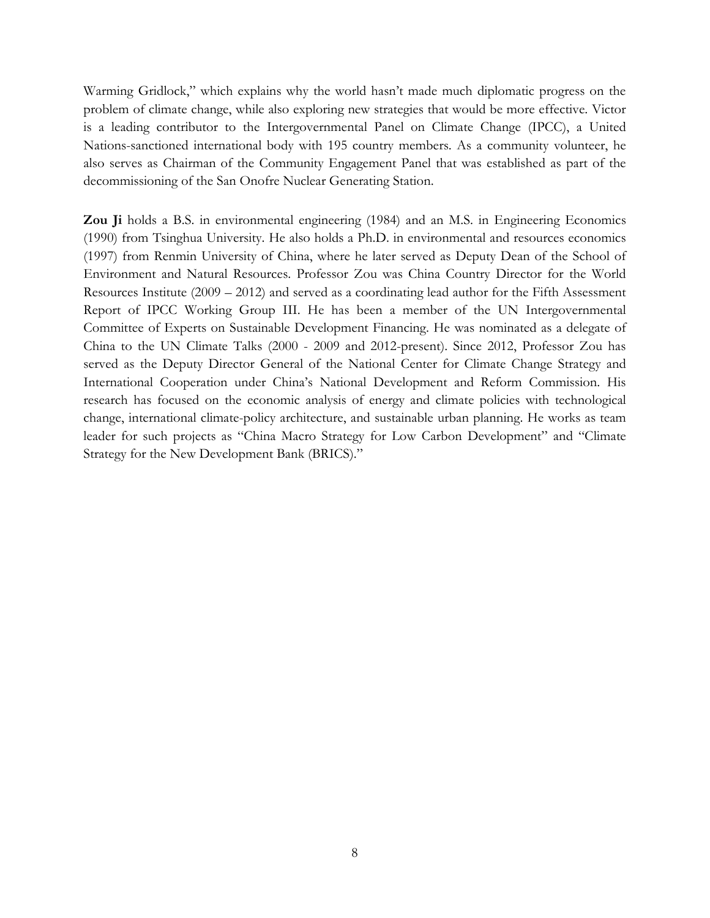Warming Gridlock," which explains why the world hasn't made much diplomatic progress on the problem of climate change, while also exploring new strategies that would be more effective. Victor is a leading contributor to the Intergovernmental Panel on Climate Change (IPCC), a United Nations-sanctioned international body with 195 country members. As a community volunteer, he also serves as Chairman of the Community Engagement Panel that was established as part of the decommissioning of the San Onofre Nuclear Generating Station.

**Zou Ji** holds a B.S. in environmental engineering (1984) and an M.S. in Engineering Economics (1990) from Tsinghua University. He also holds a Ph.D. in environmental and resources economics (1997) from Renmin University of China, where he later served as Deputy Dean of the School of Environment and Natural Resources. Professor Zou was China Country Director for the World Resources Institute (2009 – 2012) and served as a coordinating lead author for the Fifth Assessment Report of IPCC Working Group III. He has been a member of the UN Intergovernmental Committee of Experts on Sustainable Development Financing. He was nominated as a delegate of China to the UN Climate Talks (2000 - 2009 and 2012-present). Since 2012, Professor Zou has served as the Deputy Director General of the National Center for Climate Change Strategy and International Cooperation under China's National Development and Reform Commission. His research has focused on the economic analysis of energy and climate policies with technological change, international climate-policy architecture, and sustainable urban planning. He works as team leader for such projects as "China Macro Strategy for Low Carbon Development" and "Climate Strategy for the New Development Bank (BRICS)."